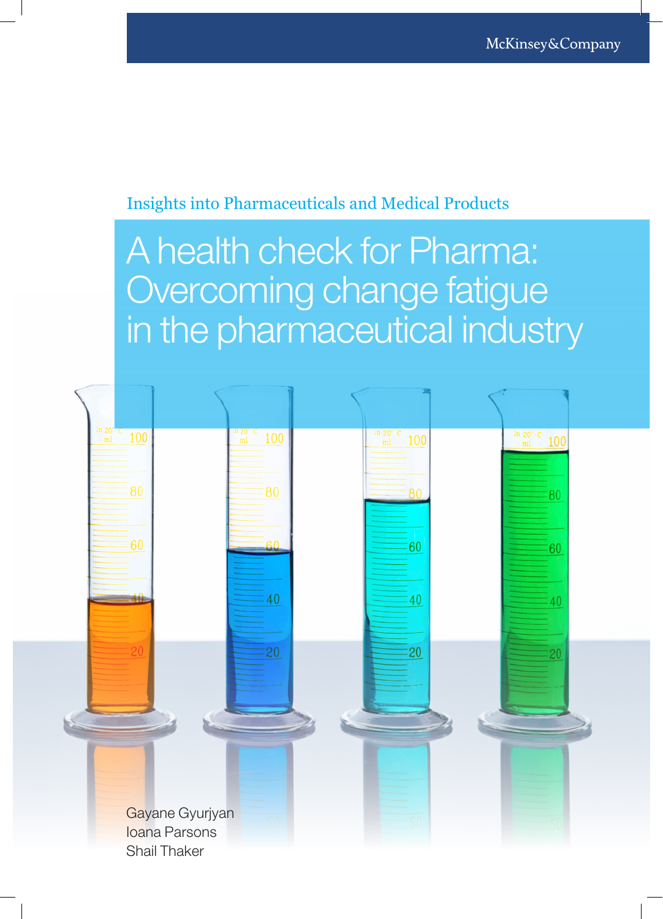McKinsey&Company

Insights into Pharmaceuticals and Medical Products

# A health check for Pharma: Overcoming change fatigue in the pharmaceutical industry

Gayane Gyurjyan
Ioana Parsons
Shail Thaker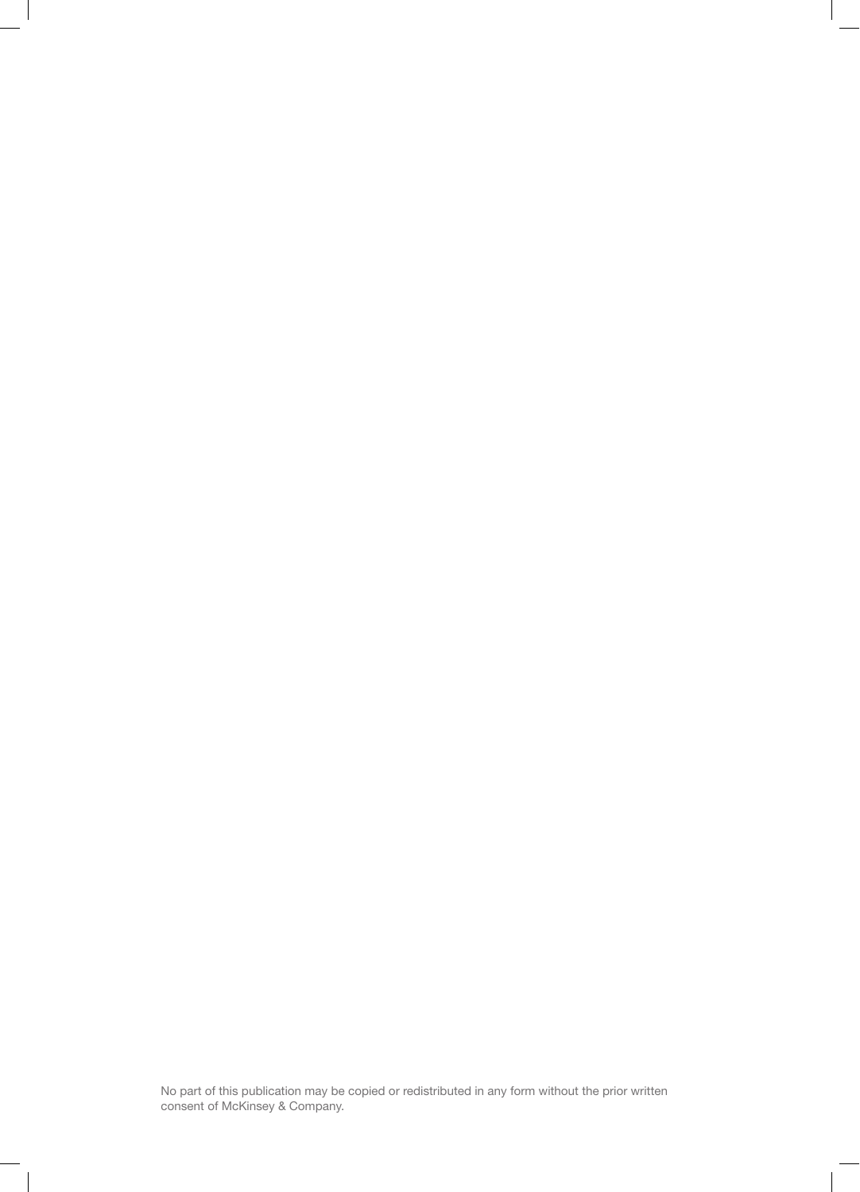No part of this publication may be copied or redistributed in any form without the prior written consent of McKinsey & Company.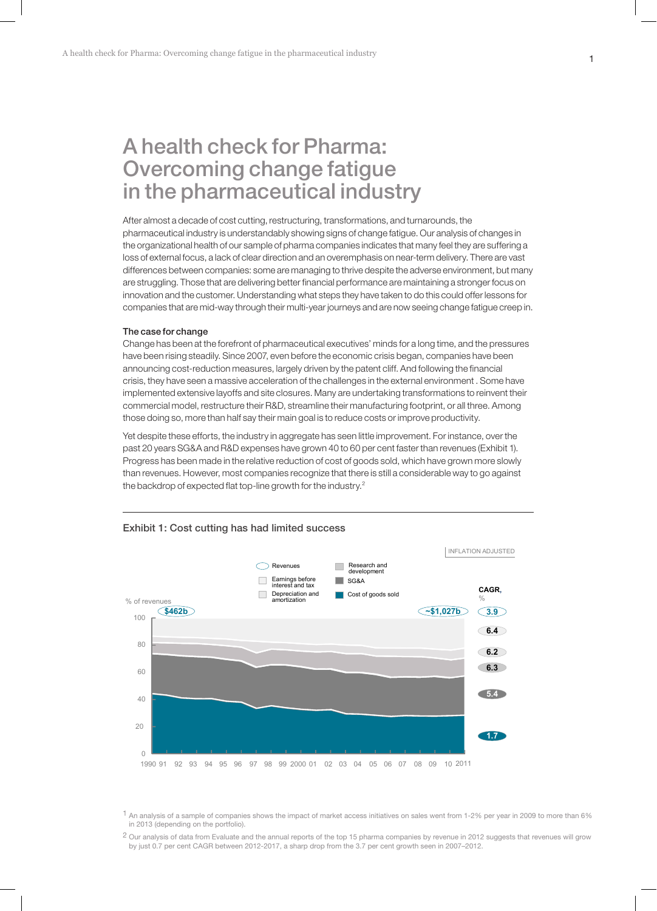# A health check for Pharma: Overcoming change fatigue in the pharmaceutical industry

After almost a decade of cost cutting, restructuring, transformations, and turnarounds, the pharmaceutical industry is understandably showing signs of change fatigue. Our analysis of changes in the organizational health of our sample of pharma companies indicates that many feel they are suffering a loss of external focus, a lack of clear direction and an overemphasis on near-term delivery. There are vast differences between companies: some are managing to thrive despite the adverse environment, but many are struggling. Those that are delivering better financial performance are maintaining a stronger focus on innovation and the customer. Understanding what steps they have taken to do this could offer lessons for companies that are mid-way through their multi-year journeys and are now seeing change fatigue creep in.

### The case for change

Change has been at the forefront of pharmaceutical executives' minds for a long time, and the pressures have been rising steadily. Since 2007, even before the economic crisis began, companies have been announcing cost-reduction measures, largely driven by the patent cliff. And following the financial crisis, they have seen a massive acceleration of the challenges in the external environment . Some have implemented extensive layoffs and site closures. Many are undertaking transformations to reinvent their commercial model, restructure their R&D, streamline their manufacturing footprint, or all three. Among those doing so, more than half say their main goal is to reduce costs or improve productivity.

Yet despite these efforts, the industry in aggregate has seen little improvement. For instance, over the past 20 years SG&A and R&D expenses have grown 40 to 60 per cent faster than revenues (Exhibit 1). Progress has been made in the relative reduction of cost of goods sold, which have grown more slowly than revenues. However, most companies recognize that there is still a considerable way to go against the backdrop of expected flat top-line growth for the industry.[2]

**Exhibit 1: Cost cutting has had limited success**

INFLATION ADJUSTED

Legend: Revenues; Earnings before interest and tax; Depreciation and amortization; Research and development; SG&A; Cost of goods sold

% of revenues (y-axis 0–100); x-axis 1990 to 2011. Revenues: $462b (1990), ~$1,027b (2011)

| Category | CAGR, % |
|---|---|
| Revenues | 3.9 |
| Earnings before interest and tax | 6.4 |
| Depreciation and amortization | 6.2 |
| Research and development | 6.3 |
| SG&A | 5.4 |
| Cost of goods sold | 1.7 |

[1] An analysis of a sample of companies shows the impact of market access initiatives on sales went from 1-2% per year in 2009 to more than 6% in 2013 (depending on the portfolio).

[2] Our analysis of data from Evaluate and the annual reports of the top 15 pharma companies by revenue in 2012 suggests that revenues will grow by just 0.7 per cent CAGR between 2012-2017, a sharp drop from the 3.7 per cent growth seen in 2007–2012.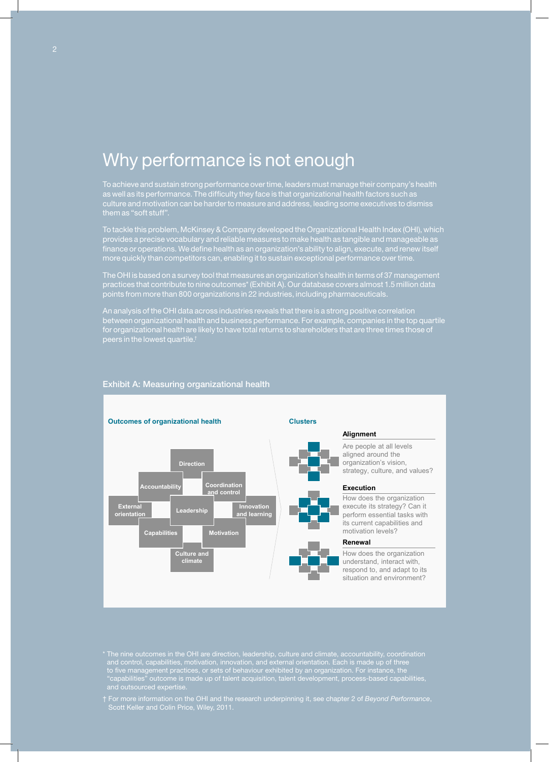# Why performance is not enough

To achieve and sustain strong performance over time, leaders must manage their company's health as well as its performance. The difficulty they face is that organizational health factors such as culture and motivation can be harder to measure and address, leading some executives to dismiss them as "soft stuff".

To tackle this problem, McKinsey & Company developed the Organizational Health Index (OHI), which provides a precise vocabulary and reliable measures to make health as tangible and manageable as finance or operations. We define health as an organization's ability to align, execute, and renew itself more quickly than competitors can, enabling it to sustain exceptional performance over time.

The OHI is based on a survey tool that measures an organization's health in terms of 37 management practices that contribute to nine outcomes* (Exhibit A). Our database covers almost 1.5 million data points from more than 800 organizations in 22 industries, including pharmaceuticals.

An analysis of the OHI data across industries reveals that there is a strong positive correlation between organizational health and business performance. For example, companies in the top quartile for organizational health are likely to have total returns to shareholders that are three times those of peers in the lowest quartile.†

## Exhibit A: Measuring organizational health

**Outcomes of organizational health**

Direction
Accountability
Coordination and control
External orientation
Leadership
Innovation and learning
Capabilities
Motivation
Culture and climate

**Clusters**

**Alignment**

Are people at all levels aligned around the organization's vision, strategy, culture, and values?

**Execution**

How does the organization execute its strategy? Can it perform essential tasks with its current capabilities and motivation levels?

**Renewal**

How does the organization understand, interact with, respond to, and adapt to its situation and environment?

\* The nine outcomes in the OHI are direction, leadership, culture and climate, accountability, coordination and control, capabilities, motivation, innovation, and external orientation. Each is made up of three to five management practices, or sets of behaviour exhibited by an organization. For instance, the "capabilities" outcome is made up of talent acquisition, talent development, process-based capabilities, and outsourced expertise.

† For more information on the OHI and the research underpinning it, see chapter 2 of *Beyond Performance*, Scott Keller and Colin Price, Wiley, 2011.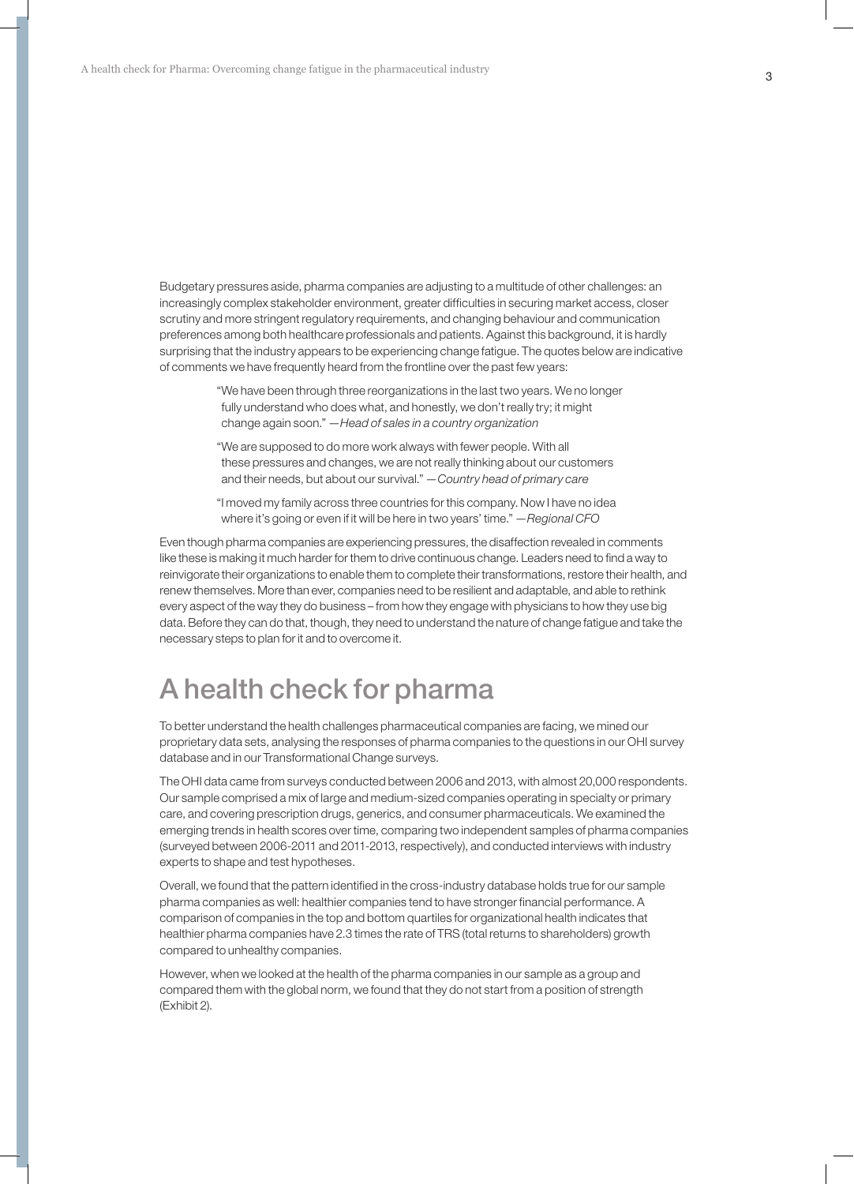Budgetary pressures aside, pharma companies are adjusting to a multitude of other challenges: an increasingly complex stakeholder environment, greater difficulties in securing market access, closer scrutiny and more stringent regulatory requirements, and changing behaviour and communication preferences among both healthcare professionals and patients. Against this background, it is hardly surprising that the industry appears to be experiencing change fatigue. The quotes below are indicative of comments we have frequently heard from the frontline over the past few years:

> "We have been through three reorganizations in the last two years. We no longer fully understand who does what, and honestly, we don't really try; it might change again soon." —*Head of sales in a country organization*

> "We are supposed to do more work always with fewer people. With all these pressures and changes, we are not really thinking about our customers and their needs, but about our survival." —*Country head of primary care*

> "I moved my family across three countries for this company. Now I have no idea where it's going or even if it will be here in two years' time." —*Regional CFO*

Even though pharma companies are experiencing pressures, the disaffection revealed in comments like these is making it much harder for them to drive continuous change. Leaders need to find a way to reinvigorate their organizations to enable them to complete their transformations, restore their health, and renew themselves. More than ever, companies need to be resilient and adaptable, and able to rethink every aspect of the way they do business – from how they engage with physicians to how they use big data. Before they can do that, though, they need to understand the nature of change fatigue and take the necessary steps to plan for it and to overcome it.

## A health check for pharma

To better understand the health challenges pharmaceutical companies are facing, we mined our proprietary data sets, analysing the responses of pharma companies to the questions in our OHI survey database and in our Transformational Change surveys.

The OHI data came from surveys conducted between 2006 and 2013, with almost 20,000 respondents. Our sample comprised a mix of large and medium-sized companies operating in specialty or primary care, and covering prescription drugs, generics, and consumer pharmaceuticals. We examined the emerging trends in health scores over time, comparing two independent samples of pharma companies (surveyed between 2006-2011 and 2011-2013, respectively), and conducted interviews with industry experts to shape and test hypotheses.

Overall, we found that the pattern identified in the cross-industry database holds true for our sample pharma companies as well: healthier companies tend to have stronger financial performance. A comparison of companies in the top and bottom quartiles for organizational health indicates that healthier pharma companies have 2.3 times the rate of TRS (total returns to shareholders) growth compared to unhealthy companies.

However, when we looked at the health of the pharma companies in our sample as a group and compared them with the global norm, we found that they do not start from a position of strength (Exhibit 2).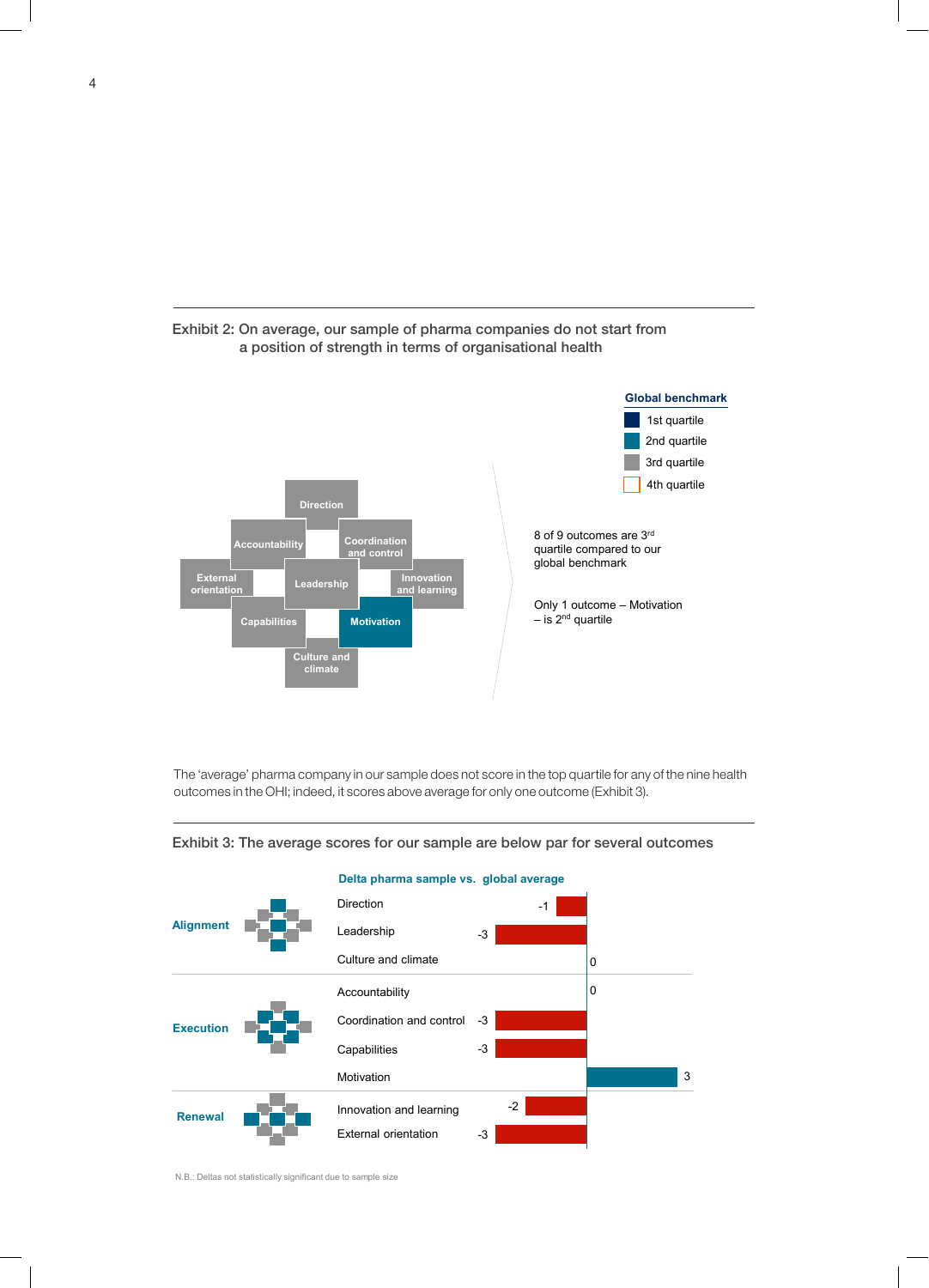Exhibit 2: On average, our sample of pharma companies do not start from a position of strength in terms of organisational health

**Global benchmark**

- 1st quartile
- 2nd quartile
- 3rd quartile
- 4th quartile

| Outcome | Quartile |
|---|---|
| Direction | 3rd quartile |
| Accountability | 3rd quartile |
| Coordination and control | 3rd quartile |
| External orientation | 3rd quartile |
| Leadership | 3rd quartile |
| Innovation and learning | 3rd quartile |
| Capabilities | 3rd quartile |
| Motivation | 2nd quartile |
| Culture and climate | 3rd quartile |

8 of 9 outcomes are 3rd quartile compared to our global benchmark

Only 1 outcome – Motivation – is 2nd quartile

The 'average' pharma company in our sample does not score in the top quartile for any of the nine health outcomes in the OHI; indeed, it scores above average for only one outcome (Exhibit 3).

Exhibit 3: The average scores for our sample are below par for several outcomes

**Delta pharma sample vs. global average**

| | Outcome | Delta |
|---|---|---|
| **Alignment** | Direction | -1 |
| | Leadership | -3 |
| | Culture and climate | 0 |
| **Execution** | Accountability | 0 |
| | Coordination and control | -3 |
| | Capabilities | -3 |
| | Motivation | 3 |
| **Renewal** | Innovation and learning | -2 |
| | External orientation | -3 |

N.B.: Deltas not statistically significant due to sample size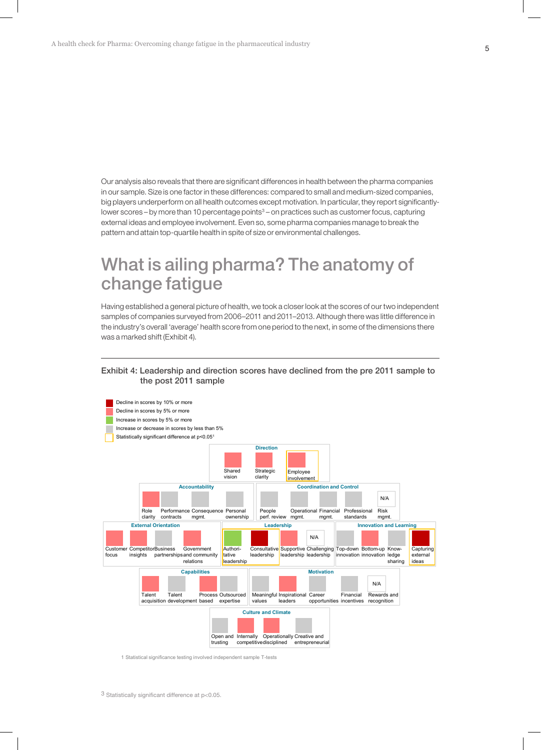Our analysis also reveals that there are significant differences in health between the pharma companies in our sample. Size is one factor in these differences: compared to small and medium-sized companies, big players underperform on all health outcomes except motivation. In particular, they report significantly-lower scores – by more than 10 percentage points[3] – on practices such as customer focus, capturing external ideas and employee involvement. Even so, some pharma companies manage to break the pattern and attain top-quartile health in spite of size or environmental challenges.

## What is ailing pharma? The anatomy of change fatigue

Having established a general picture of health, we took a closer look at the scores of our two independent samples of companies surveyed from 2006–2011 and 2011–2013. Although there was little difference in the industry's overall 'average' health score from one period to the next, in some of the dimensions there was a marked shift (Exhibit 4).

**Exhibit 4: Leadership and direction scores have declined from the pre 2011 sample to the post 2011 sample**

Legend:
- Decline in scores by 10% or more
- Decline in scores by 5% or more
- Increase in scores by 5% or more
- Increase or decrease in scores by less than 5%
- Statistically significant difference at p<0.05[1]

| Dimension | Practice | Change | Statistically significant |
|---|---|---|---|
| Direction | Shared vision | Decline by 5% or more | |
| Direction | Strategic clarity | Decline by 5% or more | |
| Direction | Employee involvement | Decline by 5% or more | Yes |
| Accountability | Role clarity | Decline by 5% or more | |
| Accountability | Performance contracts | Less than 5% | |
| Accountability | Consequence mgmt. | Less than 5% | |
| Accountability | Personal ownership | Less than 5% | |
| Coordination and Control | People perf. review | Less than 5% | |
| Coordination and Control | Operational mgmt. | Less than 5% | |
| Coordination and Control | Financial mgmt. | Less than 5% | |
| Coordination and Control | Professional standards | Less than 5% | |
| Coordination and Control | Risk mgmt. | N/A | |
| External Orientation | Customer focus | Decline by 5% or more | |
| External Orientation | Competitor insights | Decline by 5% or more | |
| External Orientation | Business partnerships | Less than 5% | |
| External Orientation | Government and community relations | Decline by 5% or more | |
| Leadership | Authoritative leadership | Increase by 5% or more | Yes |
| Leadership | Consultative leadership | Decline by 10% or more | Yes |
| Leadership | Supportive leadership | Decline by 5% or more | |
| Leadership | Challenging leadership | N/A | |
| Innovation and Learning | Top-down innovation | Less than 5% | |
| Innovation and Learning | Bottom-up innovation | Decline by 5% or more | |
| Innovation and Learning | Knowledge sharing | Less than 5% | |
| Innovation and Learning | Capturing external ideas | Decline by 10% or more | Yes |
| Capabilities | Talent acquisition | Decline by 5% or more | |
| Capabilities | Talent development | Less than 5% | |
| Capabilities | Process based | Decline by 5% or more | |
| Capabilities | Outsourced expertise | Less than 5% | |
| Motivation | Meaningful values | Less than 5% | |
| Motivation | Inspirational leaders | Decline by 5% or more | |
| Motivation | Career opportunities | Less than 5% | |
| Motivation | Financial incentives | Less than 5% | |
| Motivation | Rewards and recognition | N/A | |
| Culture and Climate | Open and trusting | Less than 5% | |
| Culture and Climate | Internally competitive | Decline by 5% or more | |
| Culture and Climate | Operationally disciplined | Decline by 5% or more | |
| Culture and Climate | Creative and entrepreneurial | Less than 5% | |

1 Statistical significance testing involved independent sample T-tests

3 Statistically significant difference at p<0.05.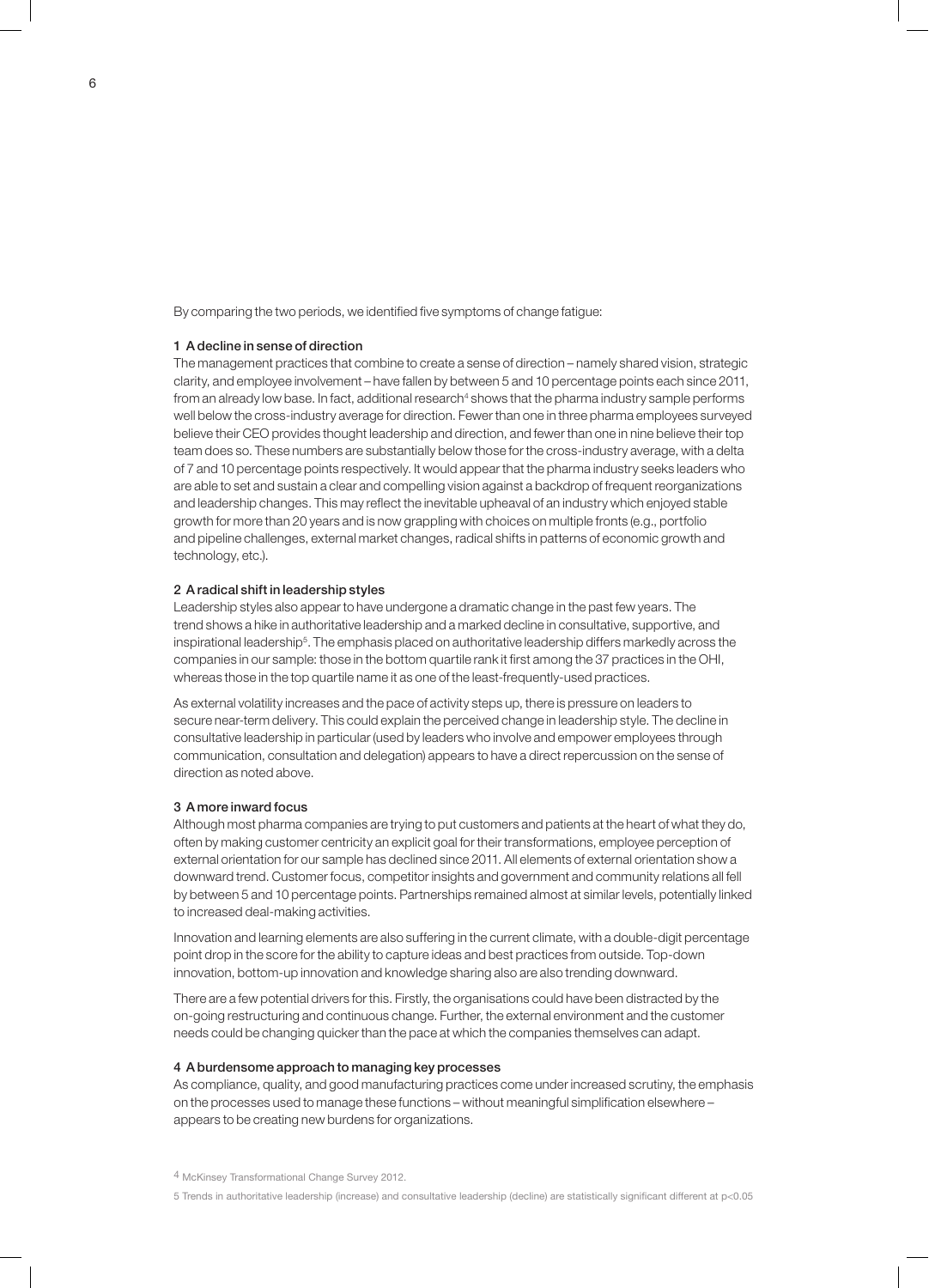By comparing the two periods, we identified five symptoms of change fatigue:

### 1 A decline in sense of direction

The management practices that combine to create a sense of direction – namely shared vision, strategic clarity, and employee involvement – have fallen by between 5 and 10 percentage points each since 2011, from an already low base. In fact, additional research[4] shows that the pharma industry sample performs well below the cross-industry average for direction. Fewer than one in three pharma employees surveyed believe their CEO provides thought leadership and direction, and fewer than one in nine believe their top team does so. These numbers are substantially below those for the cross-industry average, with a delta of 7 and 10 percentage points respectively. It would appear that the pharma industry seeks leaders who are able to set and sustain a clear and compelling vision against a backdrop of frequent reorganizations and leadership changes. This may reflect the inevitable upheaval of an industry which enjoyed stable growth for more than 20 years and is now grappling with choices on multiple fronts (e.g., portfolio and pipeline challenges, external market changes, radical shifts in patterns of economic growth and technology, etc.).

### 2 A radical shift in leadership styles

Leadership styles also appear to have undergone a dramatic change in the past few years. The trend shows a hike in authoritative leadership and a marked decline in consultative, supportive, and inspirational leadership[5]. The emphasis placed on authoritative leadership differs markedly across the companies in our sample: those in the bottom quartile rank it first among the 37 practices in the OHI, whereas those in the top quartile name it as one of the least-frequently-used practices.

As external volatility increases and the pace of activity steps up, there is pressure on leaders to secure near-term delivery. This could explain the perceived change in leadership style. The decline in consultative leadership in particular (used by leaders who involve and empower employees through communication, consultation and delegation) appears to have a direct repercussion on the sense of direction as noted above.

### 3 A more inward focus

Although most pharma companies are trying to put customers and patients at the heart of what they do, often by making customer centricity an explicit goal for their transformations, employee perception of external orientation for our sample has declined since 2011. All elements of external orientation show a downward trend. Customer focus, competitor insights and government and community relations all fell by between 5 and 10 percentage points. Partnerships remained almost at similar levels, potentially linked to increased deal-making activities.

Innovation and learning elements are also suffering in the current climate, with a double-digit percentage point drop in the score for the ability to capture ideas and best practices from outside. Top-down innovation, bottom-up innovation and knowledge sharing also are also trending downward.

There are a few potential drivers for this. Firstly, the organisations could have been distracted by the on-going restructuring and continuous change. Further, the external environment and the customer needs could be changing quicker than the pace at which the companies themselves can adapt.

### 4 A burdensome approach to managing key processes

As compliance, quality, and good manufacturing practices come under increased scrutiny, the emphasis on the processes used to manage these functions – without meaningful simplification elsewhere – appears to be creating new burdens for organizations.

4 McKinsey Transformational Change Survey 2012.

5 Trends in authoritative leadership (increase) and consultative leadership (decline) are statistically significant different at $p<0.05$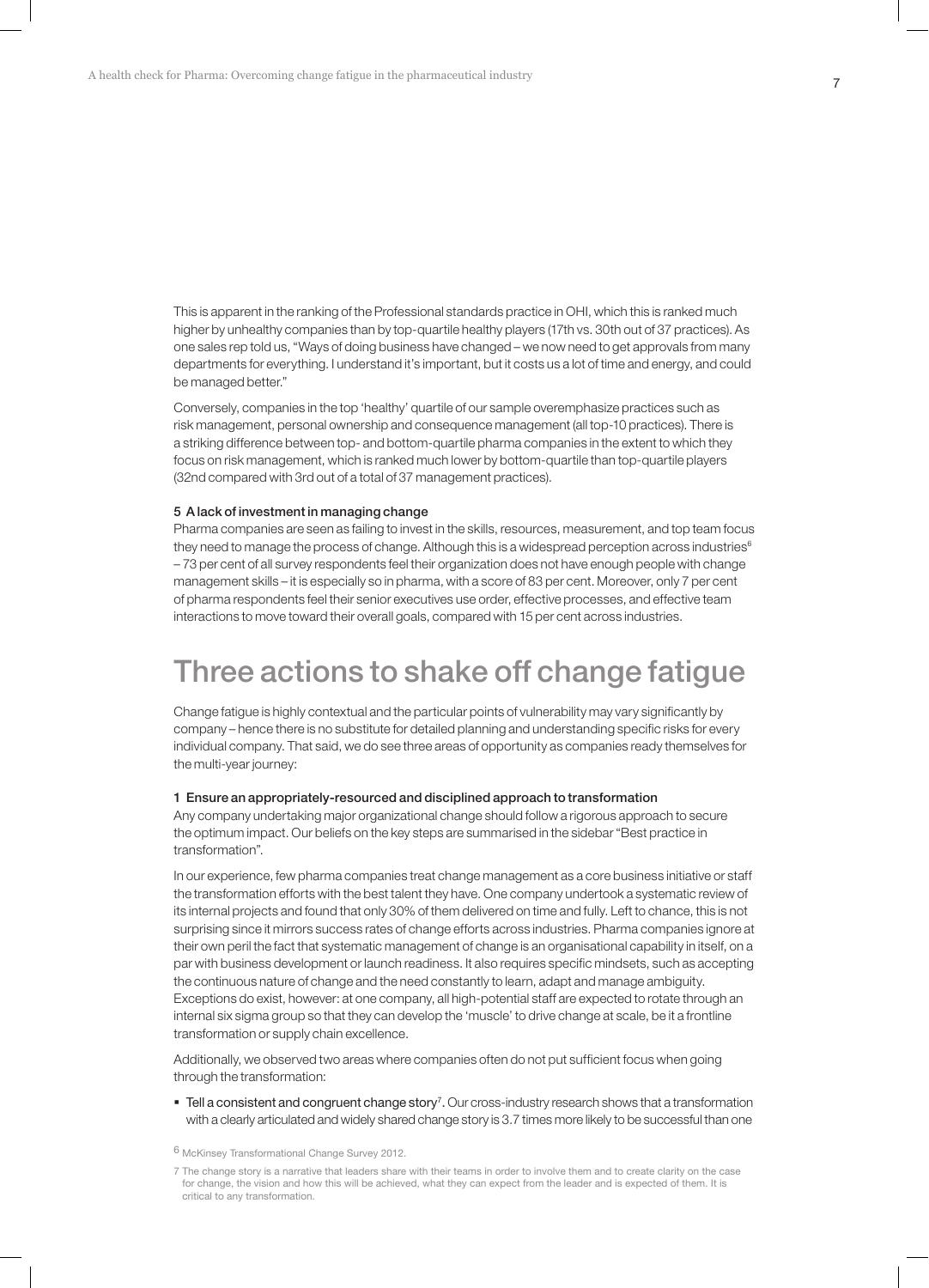This is apparent in the ranking of the Professional standards practice in OHI, which this is ranked much higher by unhealthy companies than by top-quartile healthy players (17th vs. 30th out of 37 practices). As one sales rep told us, "Ways of doing business have changed – we now need to get approvals from many departments for everything. I understand it's important, but it costs us a lot of time and energy, and could be managed better."

Conversely, companies in the top 'healthy' quartile of our sample overemphasize practices such as risk management, personal ownership and consequence management (all top-10 practices). There is a striking difference between top- and bottom-quartile pharma companies in the extent to which they focus on risk management, which is ranked much lower by bottom-quartile than top-quartile players (32nd compared with 3rd out of a total of 37 management practices).

**5 A lack of investment in managing change**

Pharma companies are seen as failing to invest in the skills, resources, measurement, and top team focus they need to manage the process of change. Although this is a widespread perception across industries[6] – 73 per cent of all survey respondents feel their organization does not have enough people with change management skills – it is especially so in pharma, with a score of 83 per cent. Moreover, only 7 per cent of pharma respondents feel their senior executives use order, effective processes, and effective team interactions to move toward their overall goals, compared with 15 per cent across industries.

## Three actions to shake off change fatigue

Change fatigue is highly contextual and the particular points of vulnerability may vary significantly by company – hence there is no substitute for detailed planning and understanding specific risks for every individual company. That said, we do see three areas of opportunity as companies ready themselves for the multi-year journey:

**1 Ensure an appropriately-resourced and disciplined approach to transformation**

Any company undertaking major organizational change should follow a rigorous approach to secure the optimum impact. Our beliefs on the key steps are summarised in the sidebar "Best practice in transformation".

In our experience, few pharma companies treat change management as a core business initiative or staff the transformation efforts with the best talent they have. One company undertook a systematic review of its internal projects and found that only 30% of them delivered on time and fully. Left to chance, this is not surprising since it mirrors success rates of change efforts across industries. Pharma companies ignore at their own peril the fact that systematic management of change is an organisational capability in itself, on a par with business development or launch readiness. It also requires specific mindsets, such as accepting the continuous nature of change and the need constantly to learn, adapt and manage ambiguity. Exceptions do exist, however: at one company, all high-potential staff are expected to rotate through an internal six sigma group so that they can develop the 'muscle' to drive change at scale, be it a frontline transformation or supply chain excellence.

Additionally, we observed two areas where companies often do not put sufficient focus when going through the transformation:

- **Tell a consistent and congruent change story**[7]. Our cross-industry research shows that a transformation with a clearly articulated and widely shared change story is 3.7 times more likely to be successful than one

6 McKinsey Transformational Change Survey 2012.

7 The change story is a narrative that leaders share with their teams in order to involve them and to create clarity on the case for change, the vision and how this will be achieved, what they can expect from the leader and is expected of them. It is critical to any transformation.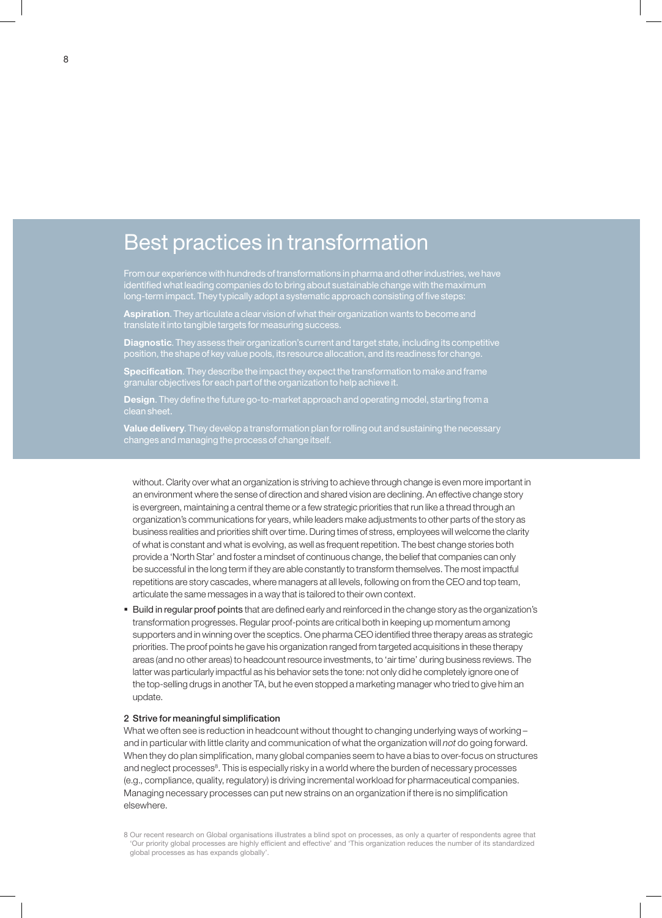## Best practices in transformation

From our experience with hundreds of transformations in pharma and other industries, we have identified what leading companies do to bring about sustainable change with the maximum long-term impact. They typically adopt a systematic approach consisting of five steps:

**Aspiration**. They articulate a clear vision of what their organization wants to become and translate it into tangible targets for measuring success.

**Diagnostic**. They assess their organization's current and target state, including its competitive position, the shape of key value pools, its resource allocation, and its readiness for change.

**Specification**. They describe the impact they expect the transformation to make and frame granular objectives for each part of the organization to help achieve it.

**Design**. They define the future go-to-market approach and operating model, starting from a clean sheet.

**Value delivery**. They develop a transformation plan for rolling out and sustaining the necessary changes and managing the process of change itself.

without. Clarity over what an organization is striving to achieve through change is even more important in an environment where the sense of direction and shared vision are declining. An effective change story is evergreen, maintaining a central theme or a few strategic priorities that run like a thread through an organization's communications for years, while leaders make adjustments to other parts of the story as business realities and priorities shift over time. During times of stress, employees will welcome the clarity of what is constant and what is evolving, as well as frequent repetition. The best change stories both provide a 'North Star' and foster a mindset of continuous change, the belief that companies can only be successful in the long term if they are able constantly to transform themselves. The most impactful repetitions are story cascades, where managers at all levels, following on from the CEO and top team, articulate the same messages in a way that is tailored to their own context.

- Build in regular proof points that are defined early and reinforced in the change story as the organization's transformation progresses. Regular proof-points are critical both in keeping up momentum among supporters and in winning over the sceptics. One pharma CEO identified three therapy areas as strategic priorities. The proof points he gave his organization ranged from targeted acquisitions in these therapy areas (and no other areas) to headcount resource investments, to 'air time' during business reviews. The latter was particularly impactful as his behavior sets the tone: not only did he completely ignore one of the top-selling drugs in another TA, but he even stopped a marketing manager who tried to give him an update.

### 2 Strive for meaningful simplification

What we often see is reduction in headcount without thought to changing underlying ways of working – and in particular with little clarity and communication of what the organization will *not* do going forward. When they do plan simplification, many global companies seem to have a bias to over-focus on structures and neglect processes[8]. This is especially risky in a world where the burden of necessary processes (e.g., compliance, quality, regulatory) is driving incremental workload for pharmaceutical companies. Managing necessary processes can put new strains on an organization if there is no simplification elsewhere.

8 Our recent research on Global organisations illustrates a blind spot on processes, as only a quarter of respondents agree that 'Our priority global processes are highly efficient and effective' and 'This organization reduces the number of its standardized global processes as has expands globally'.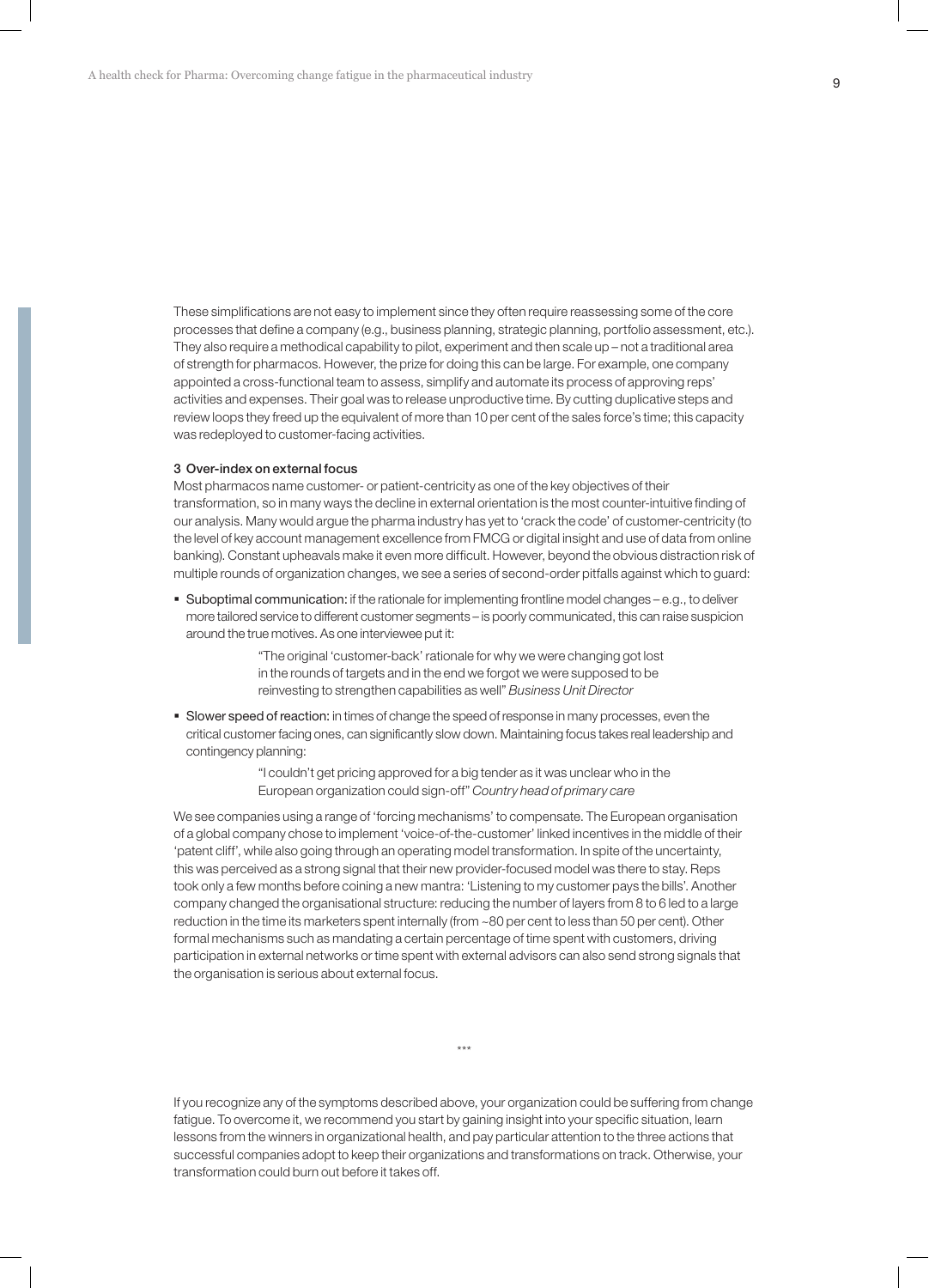These simplifications are not easy to implement since they often require reassessing some of the core processes that define a company (e.g., business planning, strategic planning, portfolio assessment, etc.). They also require a methodical capability to pilot, experiment and then scale up – not a traditional area of strength for pharmacos. However, the prize for doing this can be large. For example, one company appointed a cross-functional team to assess, simplify and automate its process of approving reps' activities and expenses. Their goal was to release unproductive time. By cutting duplicative steps and review loops they freed up the equivalent of more than 10 per cent of the sales force's time; this capacity was redeployed to customer-facing activities.

### 3 Over-index on external focus

Most pharmacos name customer- or patient-centricity as one of the key objectives of their transformation, so in many ways the decline in external orientation is the most counter-intuitive finding of our analysis. Many would argue the pharma industry has yet to 'crack the code' of customer-centricity (to the level of key account management excellence from FMCG or digital insight and use of data from online banking). Constant upheavals make it even more difficult. However, beyond the obvious distraction risk of multiple rounds of organization changes, we see a series of second-order pitfalls against which to guard:

- Suboptimal communication: if the rationale for implementing frontline model changes – e.g., to deliver more tailored service to different customer segments – is poorly communicated, this can raise suspicion around the true motives. As one interviewee put it:

  > "The original 'customer-back' rationale for why we were changing got lost in the rounds of targets and in the end we forgot we were supposed to be reinvesting to strengthen capabilities as well" *Business Unit Director*

- Slower speed of reaction: in times of change the speed of response in many processes, even the critical customer facing ones, can significantly slow down. Maintaining focus takes real leadership and contingency planning:

  > "I couldn't get pricing approved for a big tender as it was unclear who in the European organization could sign-off" *Country head of primary care*

We see companies using a range of 'forcing mechanisms' to compensate. The European organisation of a global company chose to implement 'voice-of-the-customer' linked incentives in the middle of their 'patent cliff', while also going through an operating model transformation. In spite of the uncertainty, this was perceived as a strong signal that their new provider-focused model was there to stay. Reps took only a few months before coining a new mantra: 'Listening to my customer pays the bills'. Another company changed the organisational structure: reducing the number of layers from 8 to 6 led to a large reduction in the time its marketers spent internally (from ~80 per cent to less than 50 per cent). Other formal mechanisms such as mandating a certain percentage of time spent with customers, driving participation in external networks or time spent with external advisors can also send strong signals that the organisation is serious about external focus.

\*\*\*

If you recognize any of the symptoms described above, your organization could be suffering from change fatigue. To overcome it, we recommend you start by gaining insight into your specific situation, learn lessons from the winners in organizational health, and pay particular attention to the three actions that successful companies adopt to keep their organizations and transformations on track. Otherwise, your transformation could burn out before it takes off.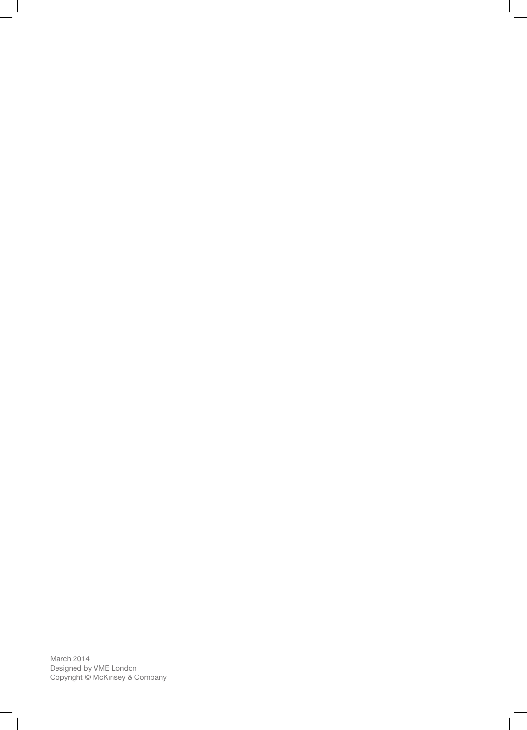March 2014
Designed by VME London
Copyright © McKinsey & Company